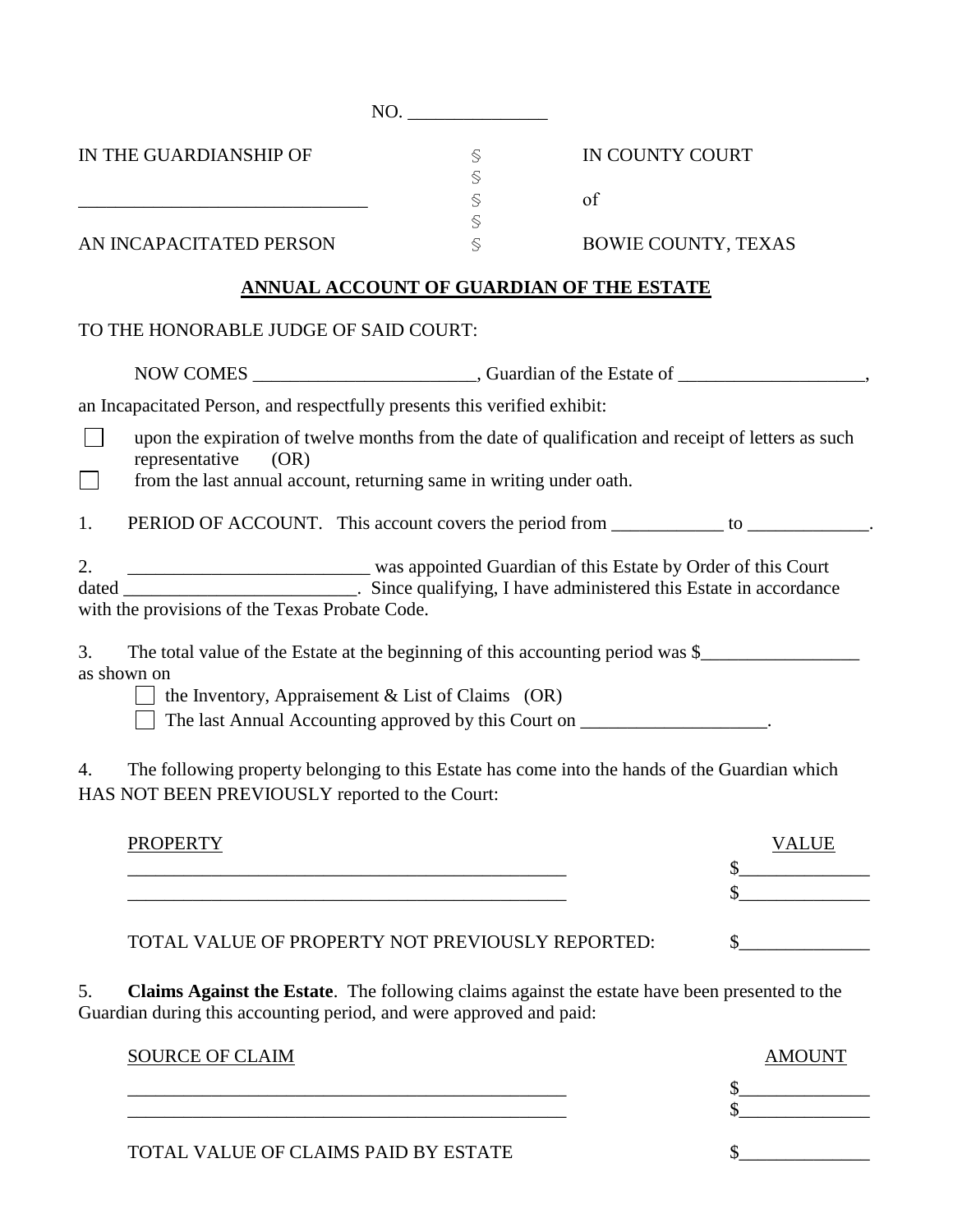NO. _______________

| IN THE GUARDIANSHIP OF | § | IN COUNTY COURT |
|---|---|---|
| | § | |
| _______________________________ | § | of |
| | § | |
| AN INCAPACITATED PERSON | § | BOWIE COUNTY, TEXAS |

## ANNUAL ACCOUNT OF GUARDIAN OF THE ESTATE

TO THE HONORABLE JUDGE OF SAID COURT:

NOW COMES ________________________, Guardian of the Estate of ____________________, an Incapacitated Person, and respectfully presents this verified exhibit:

☐ upon the expiration of twelve months from the date of qualification and receipt of letters as such representative (OR)

☐ from the last annual account, returning same in writing under oath.

1. PERIOD OF ACCOUNT. This account covers the period from ____________ to _____________.

2. __________________________ was appointed Guardian of this Estate by Order of this Court dated _________________________. Since qualifying, I have administered this Estate in accordance with the provisions of the Texas Probate Code.

3. The total value of the Estate at the beginning of this accounting period was $_________________ as shown on

☐ the Inventory, Appraisement & List of Claims (OR)

☐ The last Annual Accounting approved by this Court on ____________________.

4. The following property belonging to this Estate has come into the hands of the Guardian which HAS NOT BEEN PREVIOUSLY reported to the Court:

| PROPERTY | VALUE |
|---|---|
| _________________________________________________ | $______________ |
| _________________________________________________ | $______________ |
| TOTAL VALUE OF PROPERTY NOT PREVIOUSLY REPORTED: | $______________ |

5. **Claims Against the Estate**. The following claims against the estate have been presented to the Guardian during this accounting period, and were approved and paid:

| SOURCE OF CLAIM | AMOUNT |
|---|---|
| _________________________________________________ | $______________ |
| _________________________________________________ | $______________ |
| TOTAL VALUE OF CLAIMS PAID BY ESTATE | $______________ |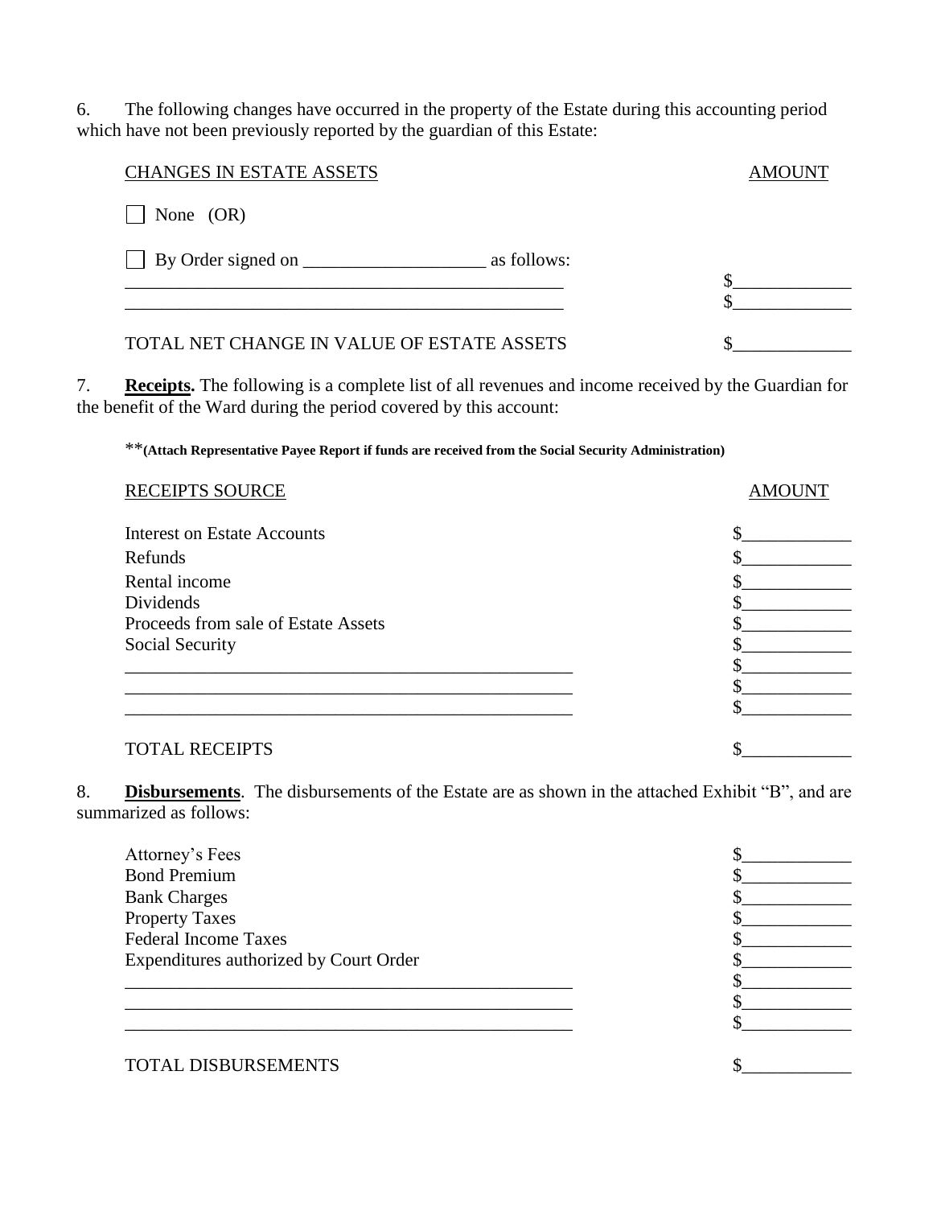6. The following changes have occurred in the property of the Estate during this accounting period which have not been previously reported by the guardian of this Estate:

| CHANGES IN ESTATE ASSETS | AMOUNT |
|---|---|
| ☐ None (OR) | |
| ☐ By Order signed on ____________________ as follows: | |
| __________________________________________________ | $_____________ |
| __________________________________________________ | $_____________ |
| TOTAL NET CHANGE IN VALUE OF ESTATE ASSETS | $_____________ |

7. **Receipts.** The following is a complete list of all revenues and income received by the Guardian for the benefit of the Ward during the period covered by this account:

**(Attach Representative Payee Report if funds are received from the Social Security Administration)

| RECEIPTS SOURCE | AMOUNT |
|---|---|
| Interest on Estate Accounts | $____________ |
| Refunds | $____________ |
| Rental income | $____________ |
| Dividends | $____________ |
| Proceeds from sale of Estate Assets | $____________ |
| Social Security | $____________ |
| __________________________________________________ | $____________ |
| __________________________________________________ | $____________ |
| __________________________________________________ | $____________ |
| TOTAL RECEIPTS | $____________ |

8. **Disbursements**. The disbursements of the Estate are as shown in the attached Exhibit "B", and are summarized as follows:

| | |
|---|---|
| Attorney's Fees | $____________ |
| Bond Premium | $____________ |
| Bank Charges | $____________ |
| Property Taxes | $____________ |
| Federal Income Taxes | $____________ |
| Expenditures authorized by Court Order | $____________ |
| __________________________________________________ | $____________ |
| __________________________________________________ | $____________ |
| __________________________________________________ | $____________ |
| TOTAL DISBURSEMENTS | $____________ |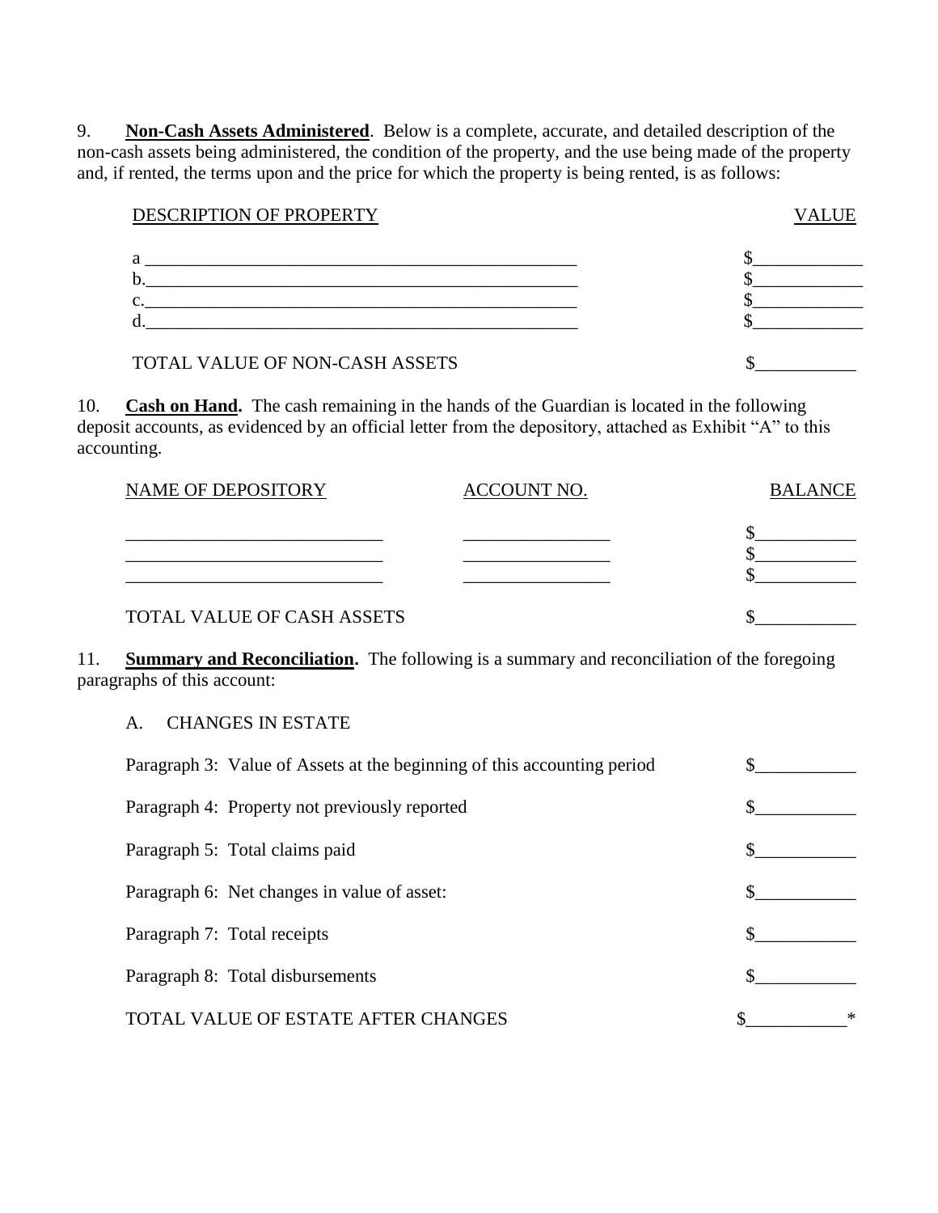9. **Non-Cash Assets Administered**. Below is a complete, accurate, and detailed description of the non-cash assets being administered, the condition of the property, and the use being made of the property and, if rented, the terms upon and the price for which the property is being rented, is as follows:

| DESCRIPTION OF PROPERTY | VALUE |
|---|---|
| a _______________________________________________ | $____________ |
| b._______________________________________________ | $____________ |
| c._______________________________________________ | $____________ |
| d._______________________________________________ | $____________ |
| TOTAL VALUE OF NON-CASH ASSETS | $___________ |

10. **Cash on Hand.** The cash remaining in the hands of the Guardian is located in the following deposit accounts, as evidenced by an official letter from the depository, attached as Exhibit "A" to this accounting.

| NAME OF DEPOSITORY | ACCOUNT NO. | BALANCE |
|---|---|---|
| ___________________________ | ________________ | $___________ |
| ___________________________ | ________________ | $___________ |
| ___________________________ | ________________ | $___________ |
| TOTAL VALUE OF CASH ASSETS | | $___________ |

11. **Summary and Reconciliation.** The following is a summary and reconciliation of the foregoing paragraphs of this account:

A. CHANGES IN ESTATE

| | |
|---|---|
| Paragraph 3: Value of Assets at the beginning of this accounting period | $___________ |
| Paragraph 4: Property not previously reported | $___________ |
| Paragraph 5: Total claims paid | $___________ |
| Paragraph 6: Net changes in value of asset: | $___________ |
| Paragraph 7: Total receipts | $___________ |
| Paragraph 8: Total disbursements | $___________ |
| TOTAL VALUE OF ESTATE AFTER CHANGES | $___________* |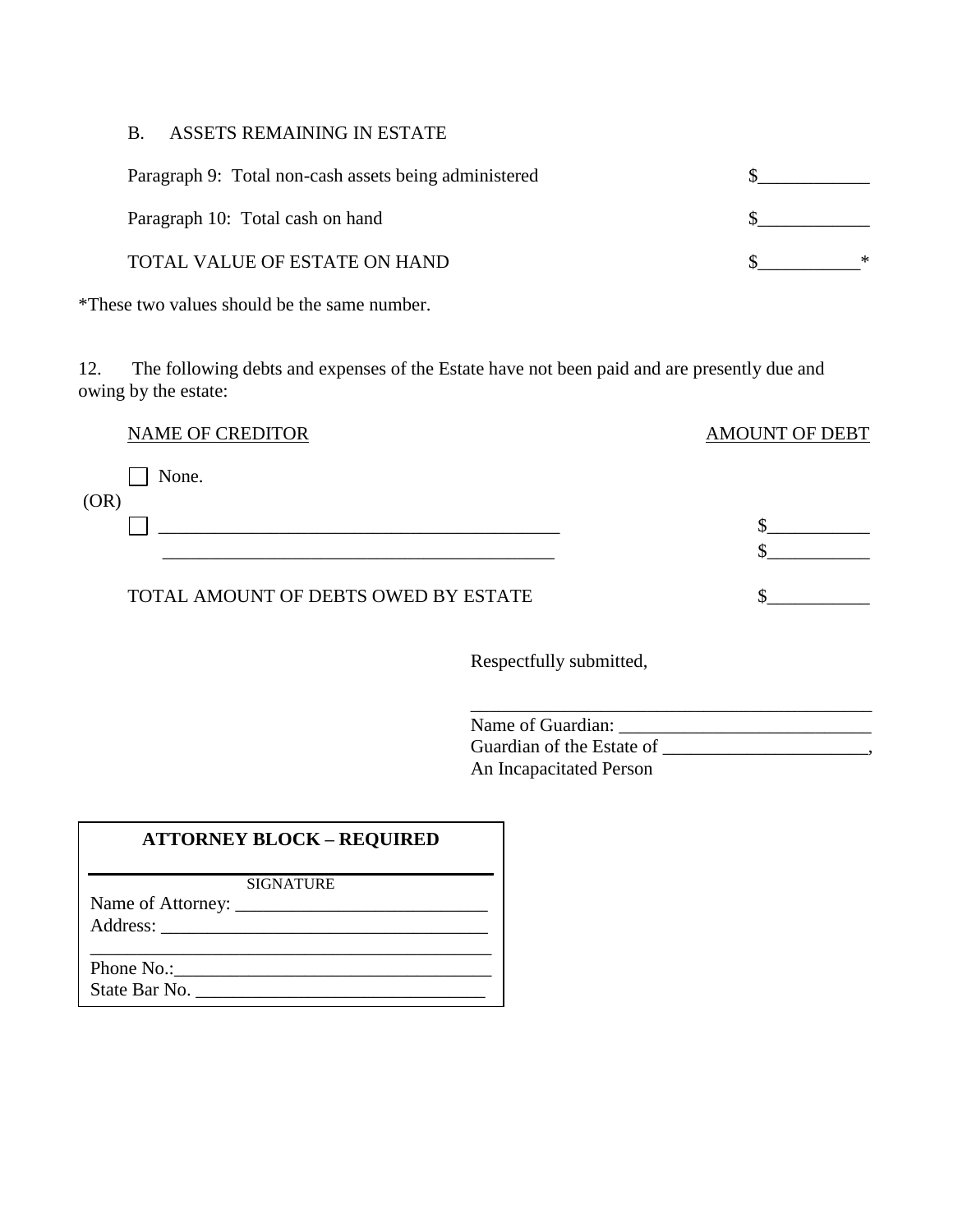B. ASSETS REMAINING IN ESTATE

| | |
|---|---|
| Paragraph 9: Total non-cash assets being administered | $____________ |
| Paragraph 10: Total cash on hand | $____________ |
| TOTAL VALUE OF ESTATE ON HAND | $___________* |

*These two values should be the same number.

12. The following debts and expenses of the Estate have not been paid and are presently due and owing by the estate:

| NAME OF CREDITOR | AMOUNT OF DEBT |
|---|---|
| ☐ None. | |
| (OR) | |
| ☐ ____________________________________________ | $___________ |
| ____________________________________________ | $___________ |
| TOTAL AMOUNT OF DEBTS OWED BY ESTATE | $___________ |

Respectfully submitted,

_____________________________________________
Name of Guardian: ___________________________
Guardian of the Estate of ______________________,
An Incapacitated Person

**ATTORNEY BLOCK – REQUIRED**

_____________________________________________
SIGNATURE
Name of Attorney: ___________________________
Address: ___________________________________
_____________________________________________
Phone No.:_________________________________
State Bar No. ______________________________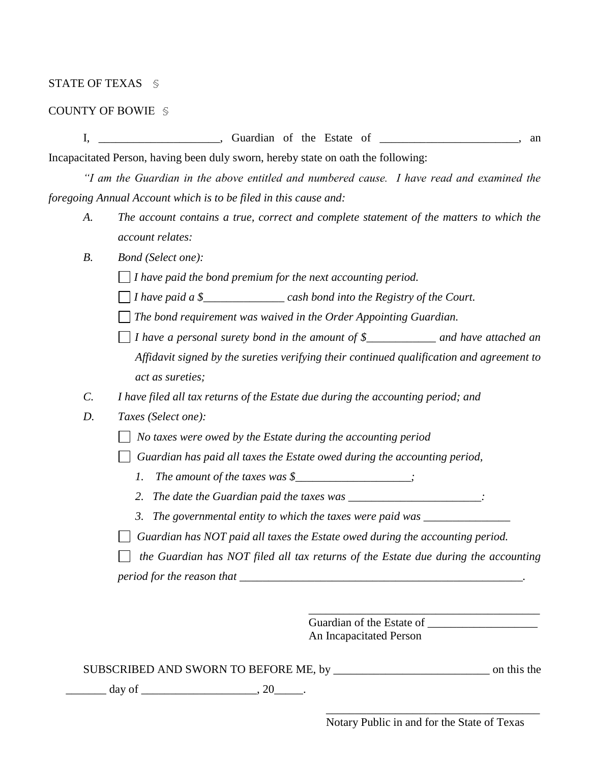STATE OF TEXAS §

COUNTY OF BOWIE §

I, _____________________, Guardian of the Estate of ________________________, an Incapacitated Person, having been duly sworn, hereby state on oath the following:

*"I am the Guardian in the above entitled and numbered cause. I have read and examined the foregoing Annual Account which is to be filed in this cause and:*

*A. The account contains a true, correct and complete statement of the matters to which the account relates:*

*B. Bond (Select one):*

- ☐ *I have paid the bond premium for the next accounting period.*
- ☐ *I have paid a $______________ cash bond into the Registry of the Court.*
- ☐ *The bond requirement was waived in the Order Appointing Guardian.*
- ☐ *I have a personal surety bond in the amount of $____________ and have attached an Affidavit signed by the sureties verifying their continued qualification and agreement to act as sureties;*

*C. I have filed all tax returns of the Estate due during the accounting period; and*

*D. Taxes (Select one):*

- ☐ *No taxes were owed by the Estate during the accounting period*
- ☐ *Guardian has paid all taxes the Estate owed during the accounting period,*
  1. *The amount of the taxes was $____________________;*
  2. *The date the Guardian paid the taxes was _______________________:*
  3. *The governmental entity to which the taxes were paid was _______________*
- ☐ *Guardian has NOT paid all taxes the Estate owed during the accounting period.*
- ☐ *the Guardian has NOT filed all tax returns of the Estate due during the accounting period for the reason that ___________________________________________________.*

__________________________________________
Guardian of the Estate of ___________________
An Incapacitated Person

SUBSCRIBED AND SWORN TO BEFORE ME, by ___________________________ on this the _______ day of ____________________, 20_____.

_______________________________________
Notary Public in and for the State of Texas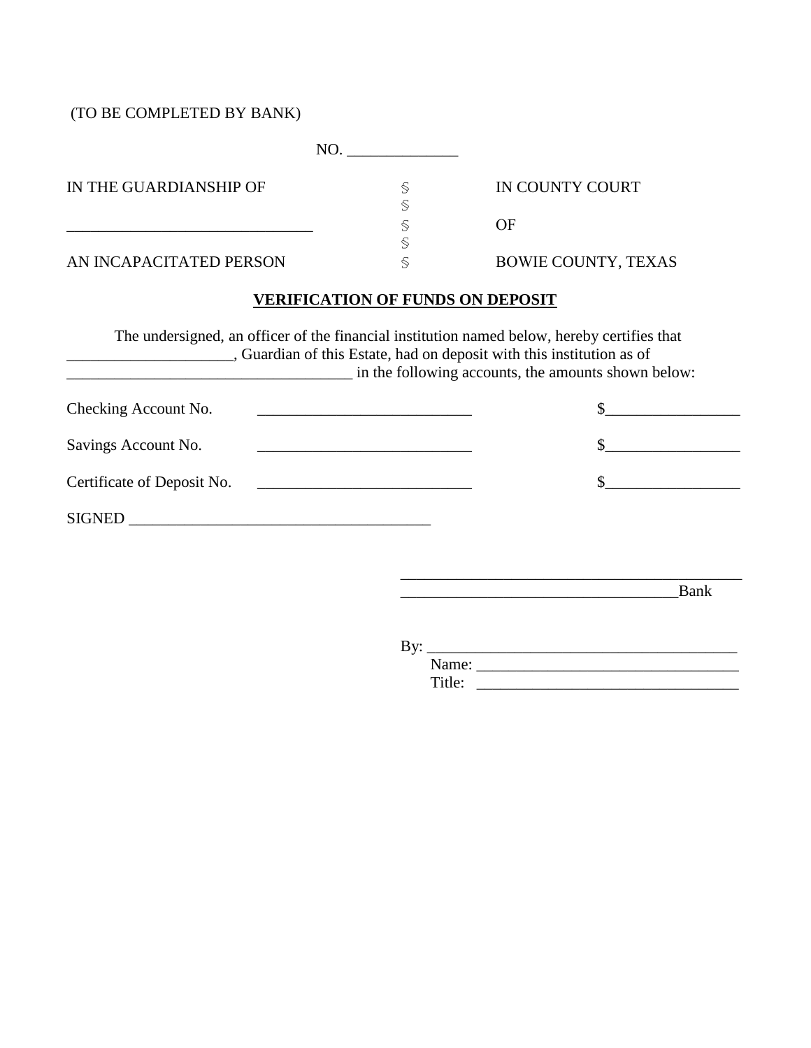(TO BE COMPLETED BY BANK)

NO. ______________

| IN THE GUARDIANSHIP OF | § | IN COUNTY COURT |
|---|---|---|
| | § | |
| _______________________________ | § | OF |
| | § | |
| AN INCAPACITATED PERSON | § | BOWIE COUNTY, TEXAS |

**VERIFICATION OF FUNDS ON DEPOSIT**

The undersigned, an officer of the financial institution named below, hereby certifies that _____________________, Guardian of this Estate, had on deposit with this institution as of ____________________________________ in the following accounts, the amounts shown below:

| | | |
|---|---|---|
| Checking Account No. | ___________________________ | $_________________ |
| Savings Account No. | ___________________________ | $_________________ |
| Certificate of Deposit No. | ___________________________ | $_________________ |

SIGNED ______________________________________

____________________________________________
___________________________________Bank

By: ______________________________________
Name: _________________________________
Title: _________________________________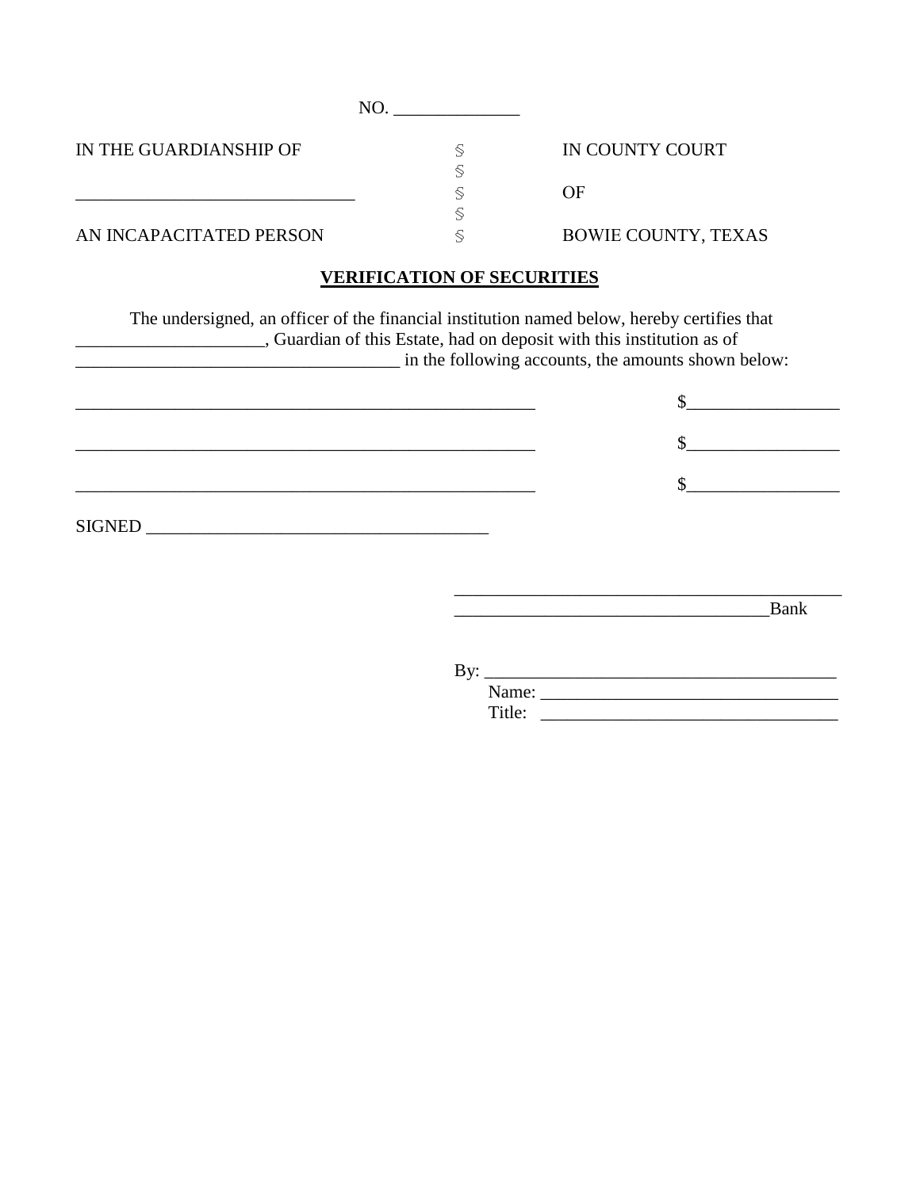NO. ______________

| IN THE GUARDIANSHIP OF | § | IN COUNTY COURT |
|---|---|---|
| | § | |
| ________________________________ | § | OF |
| | § | |
| AN INCAPACITATED PERSON | § | BOWIE COUNTY, TEXAS |

## VERIFICATION OF SECURITIES

The undersigned, an officer of the financial institution named below, hereby certifies that ______________________, Guardian of this Estate, had on deposit with this institution as of _____________________________________ in the following accounts, the amounts shown below:

_____________________________________________________ $_________________

_____________________________________________________ $_________________

_____________________________________________________ $_________________

SIGNED _______________________________________

_____________________________________________
___________________________________Bank

By: _______________________________________
Name: _________________________________
Title: _________________________________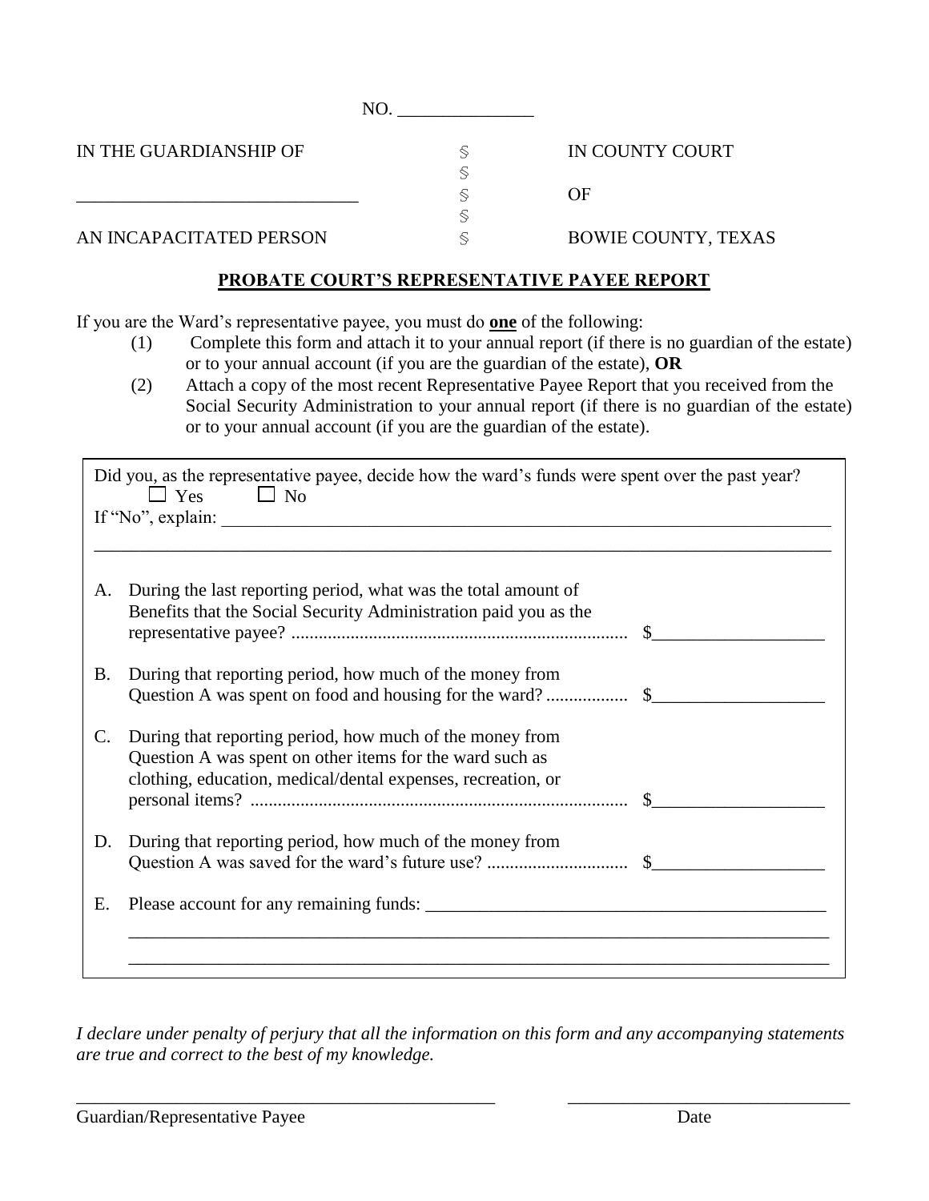NO. _______________

| IN THE GUARDIANSHIP OF | § | IN COUNTY COURT |
|---|---|---|
| | § | |
| ______________________________ | § | OF |
| | § | |
| AN INCAPACITATED PERSON | § | BOWIE COUNTY, TEXAS |

## PROBATE COURT'S REPRESENTATIVE PAYEE REPORT

If you are the Ward's representative payee, you must do **one** of the following:

(1) Complete this form and attach it to your annual report (if there is no guardian of the estate) or to your annual account (if you are the guardian of the estate), **OR**

(2) Attach a copy of the most recent Representative Payee Report that you received from the Social Security Administration to your annual report (if there is no guardian of the estate) or to your annual account (if you are the guardian of the estate).

Did you, as the representative payee, decide how the ward's funds were spent over the past year?

☐ Yes ☐ No

If "No", explain: ______________________________________________________________________

________________________________________________________________________________

A. During the last reporting period, what was the total amount of Benefits that the Social Security Administration paid you as the representative payee? .......................................................................... $__________________

B. During that reporting period, how much of the money from Question A was spent on food and housing for the ward? ................. $__________________

C. During that reporting period, how much of the money from Question A was spent on other items for the ward such as clothing, education, medical/dental expenses, recreation, or personal items? .................................................................................. $__________________

D. During that reporting period, how much of the money from Question A was saved for the ward's future use? .............................. $__________________

E. Please account for any remaining funds: _____________________________________________

________________________________________________________________________________

________________________________________________________________________________

*I declare under penalty of perjury that all the information on this form and any accompanying statements are true and correct to the best of my knowledge.*

______________________________________________ ______________________________

Guardian/Representative Payee Date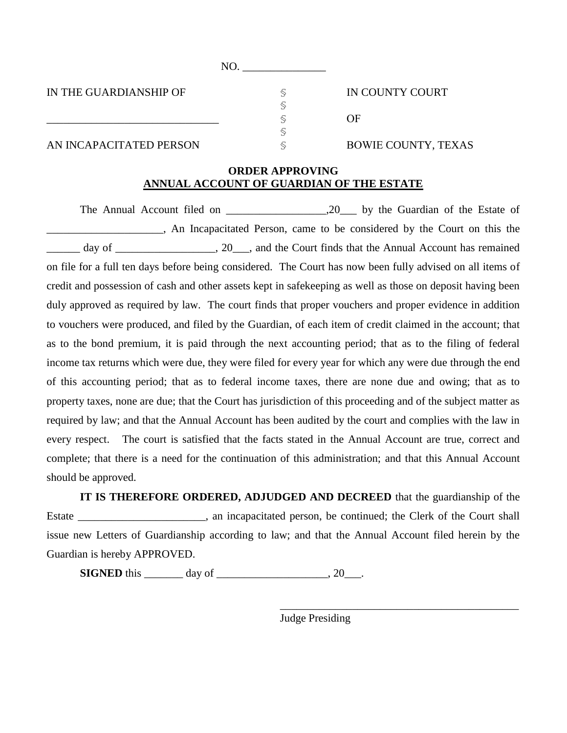NO. _______________

| | | |
|---|---|---|
| IN THE GUARDIANSHIP OF | § | IN COUNTY COURT |
| | § | |
| _______________________________ | § | OF |
| | § | |
| AN INCAPACITATED PERSON | § | BOWIE COUNTY, TEXAS |

**ORDER APPROVING**
**ANNUAL ACCOUNT OF GUARDIAN OF THE ESTATE**

The Annual Account filed on __________________,20___ by the Guardian of the Estate of _____________________, An Incapacitated Person, came to be considered by the Court on this the ______ day of __________________, 20___, and the Court finds that the Annual Account has remained on file for a full ten days before being considered. The Court has now been fully advised on all items of credit and possession of cash and other assets kept in safekeeping as well as those on deposit having been duly approved as required by law. The court finds that proper vouchers and proper evidence in addition to vouchers were produced, and filed by the Guardian, of each item of credit claimed in the account; that as to the bond premium, it is paid through the next accounting period; that as to the filing of federal income tax returns which were due, they were filed for every year for which any were due through the end of this accounting period; that as to federal income taxes, there are none due and owing; that as to property taxes, none are due; that the Court has jurisdiction of this proceeding and of the subject matter as required by law; and that the Annual Account has been audited by the court and complies with the law in every respect. The court is satisfied that the facts stated in the Annual Account are true, correct and complete; that there is a need for the continuation of this administration; and that this Annual Account should be approved.

**IT IS THEREFORE ORDERED, ADJUDGED AND DECREED** that the guardianship of the Estate _______________________, an incapacitated person, be continued; the Clerk of the Court shall issue new Letters of Guardianship according to law; and that the Annual Account filed herein by the Guardian is hereby APPROVED.

**SIGNED** this _______ day of ____________________, 20___.

_____________________________________________
Judge Presiding